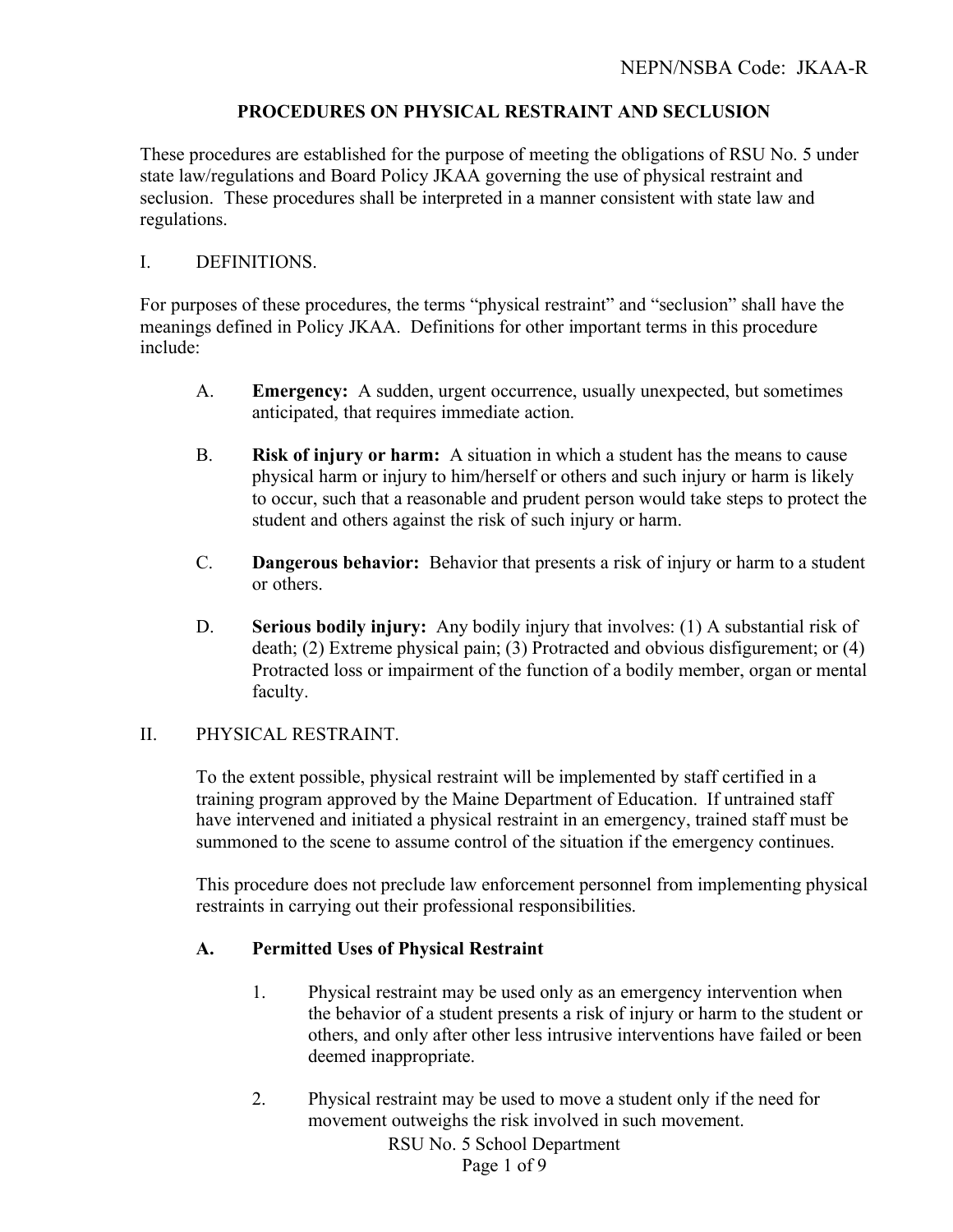# PROCEDURES ON PHYSICAL RESTRAINT AND SECLUSION

These procedures are established for the purpose of meeting the obligations of RSU No. 5 under state law/regulations and Board Policy JKAA governing the use of physical restraint and seclusion. These procedures shall be interpreted in a manner consistent with state law and regulations.

## I. DEFINITIONS.

For purposes of these procedures, the terms "physical restraint" and "seclusion" shall have the meanings defined in Policy JKAA. Definitions for other important terms in this procedure include:

A. **Emergency:** A sudden, urgent occurrence, usually unexpected, but sometimes anticipated, that requires immediate action.

B. **Risk of injury or harm:** A situation in which a student has the means to cause physical harm or injury to him/herself or others and such injury or harm is likely to occur, such that a reasonable and prudent person would take steps to protect the student and others against the risk of such injury or harm.

C. **Dangerous behavior:** Behavior that presents a risk of injury or harm to a student or others.

D. **Serious bodily injury:** Any bodily injury that involves: (1) A substantial risk of death; (2) Extreme physical pain; (3) Protracted and obvious disfigurement; or (4) Protracted loss or impairment of the function of a bodily member, organ or mental faculty.

## II. PHYSICAL RESTRAINT.

To the extent possible, physical restraint will be implemented by staff certified in a training program approved by the Maine Department of Education. If untrained staff have intervened and initiated a physical restraint in an emergency, trained staff must be summoned to the scene to assume control of the situation if the emergency continues.

This procedure does not preclude law enforcement personnel from implementing physical restraints in carrying out their professional responsibilities.

### A. Permitted Uses of Physical Restraint

1. Physical restraint may be used only as an emergency intervention when the behavior of a student presents a risk of injury or harm to the student or others, and only after other less intrusive interventions have failed or been deemed inappropriate.

2. Physical restraint may be used to move a student only if the need for movement outweighs the risk involved in such movement.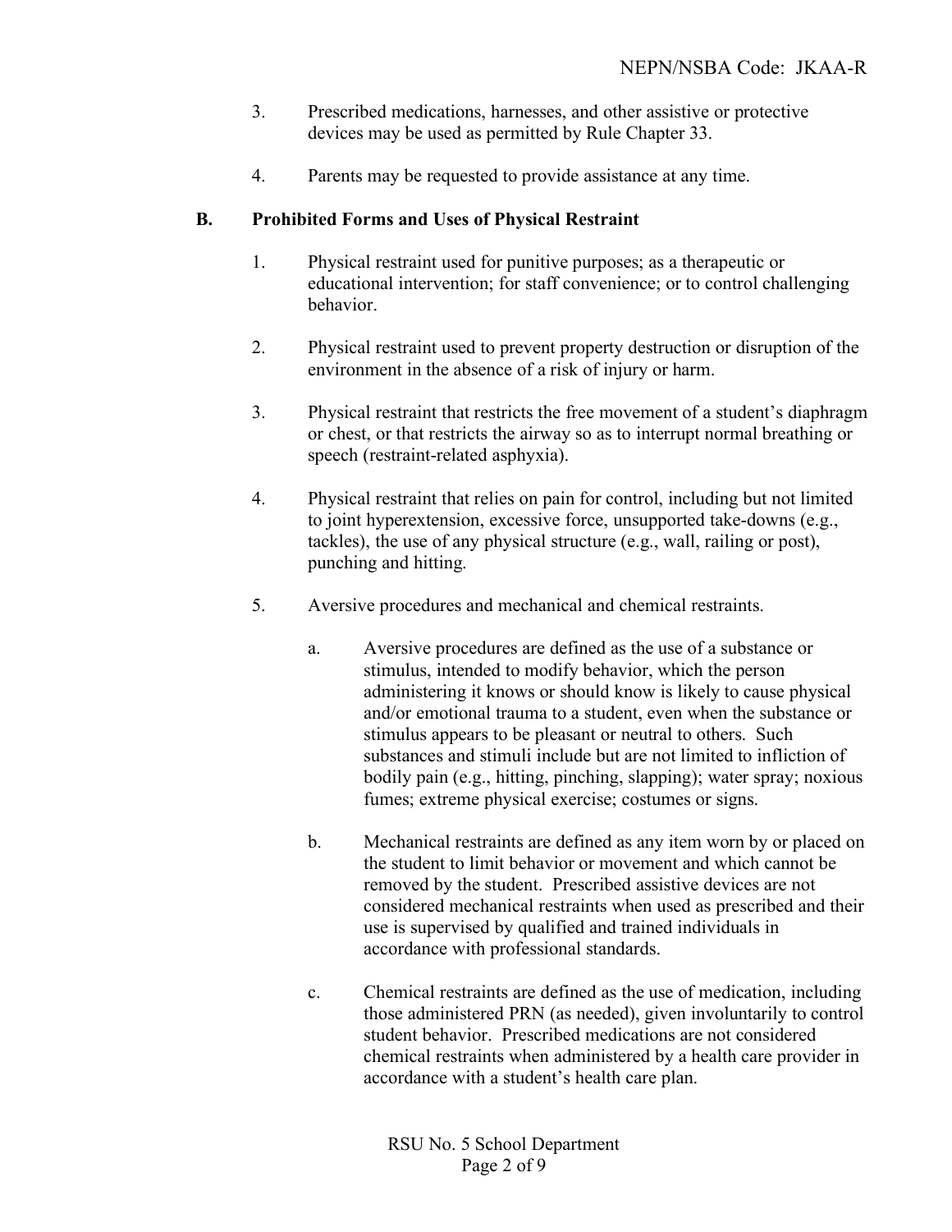3. Prescribed medications, harnesses, and other assistive or protective devices may be used as permitted by Rule Chapter 33.

4. Parents may be requested to provide assistance at any time.

## B. Prohibited Forms and Uses of Physical Restraint

1. Physical restraint used for punitive purposes; as a therapeutic or educational intervention; for staff convenience; or to control challenging behavior.

2. Physical restraint used to prevent property destruction or disruption of the environment in the absence of a risk of injury or harm.

3. Physical restraint that restricts the free movement of a student's diaphragm or chest, or that restricts the airway so as to interrupt normal breathing or speech (restraint-related asphyxia).

4. Physical restraint that relies on pain for control, including but not limited to joint hyperextension, excessive force, unsupported take-downs (e.g., tackles), the use of any physical structure (e.g., wall, railing or post), punching and hitting.

5. Aversive procedures and mechanical and chemical restraints.

   a. Aversive procedures are defined as the use of a substance or stimulus, intended to modify behavior, which the person administering it knows or should know is likely to cause physical and/or emotional trauma to a student, even when the substance or stimulus appears to be pleasant or neutral to others. Such substances and stimuli include but are not limited to infliction of bodily pain (e.g., hitting, pinching, slapping); water spray; noxious fumes; extreme physical exercise; costumes or signs.

   b. Mechanical restraints are defined as any item worn by or placed on the student to limit behavior or movement and which cannot be removed by the student. Prescribed assistive devices are not considered mechanical restraints when used as prescribed and their use is supervised by qualified and trained individuals in accordance with professional standards.

   c. Chemical restraints are defined as the use of medication, including those administered PRN (as needed), given involuntarily to control student behavior. Prescribed medications are not considered chemical restraints when administered by a health care provider in accordance with a student's health care plan.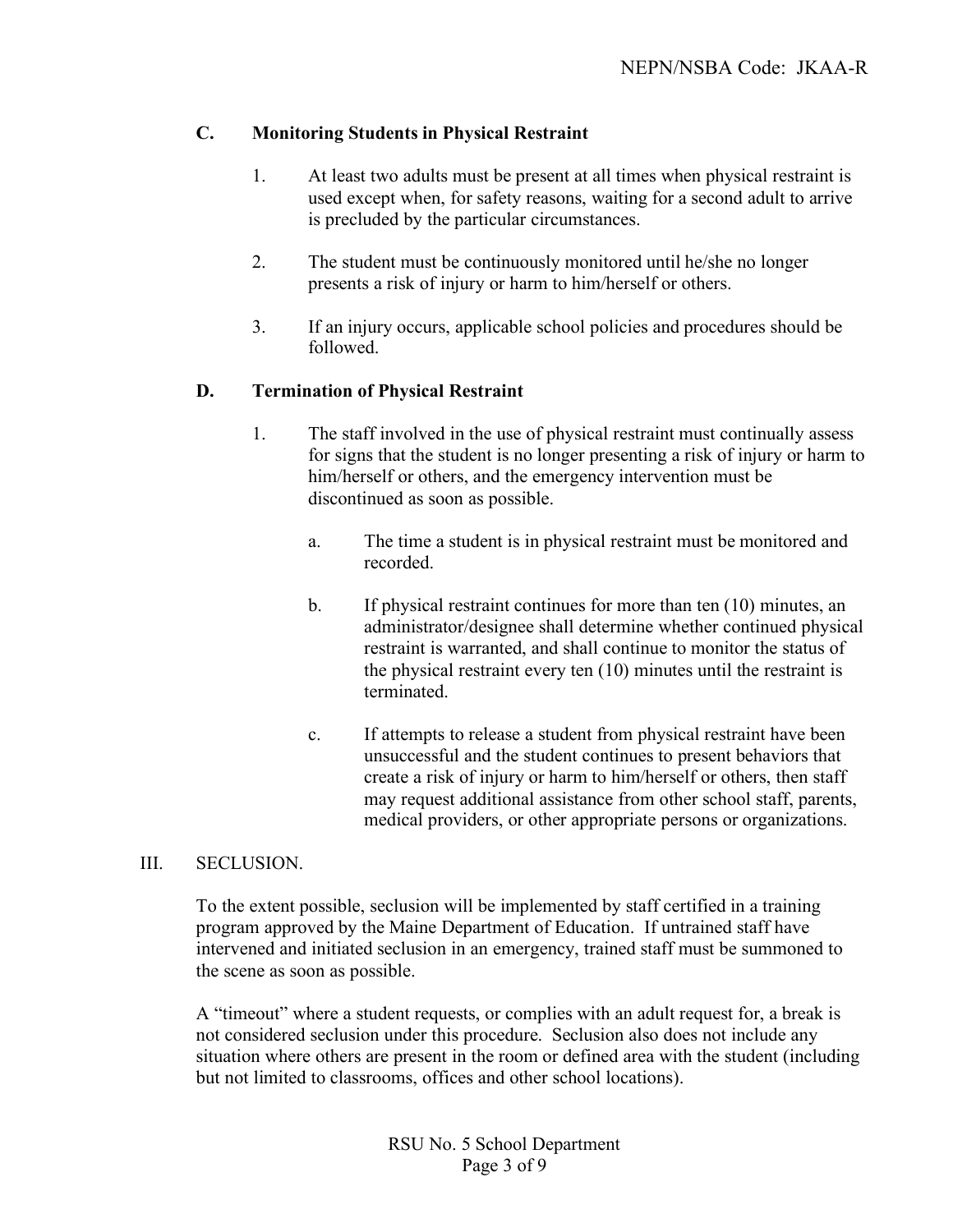### C. Monitoring Students in Physical Restraint

1. At least two adults must be present at all times when physical restraint is used except when, for safety reasons, waiting for a second adult to arrive is precluded by the particular circumstances.

2. The student must be continuously monitored until he/she no longer presents a risk of injury or harm to him/herself or others.

3. If an injury occurs, applicable school policies and procedures should be followed.

### D. Termination of Physical Restraint

1. The staff involved in the use of physical restraint must continually assess for signs that the student is no longer presenting a risk of injury or harm to him/herself or others, and the emergency intervention must be discontinued as soon as possible.

   a. The time a student is in physical restraint must be monitored and recorded.

   b. If physical restraint continues for more than ten (10) minutes, an administrator/designee shall determine whether continued physical restraint is warranted, and shall continue to monitor the status of the physical restraint every ten (10) minutes until the restraint is terminated.

   c. If attempts to release a student from physical restraint have been unsuccessful and the student continues to present behaviors that create a risk of injury or harm to him/herself or others, then staff may request additional assistance from other school staff, parents, medical providers, or other appropriate persons or organizations.

## III. SECLUSION.

To the extent possible, seclusion will be implemented by staff certified in a training program approved by the Maine Department of Education. If untrained staff have intervened and initiated seclusion in an emergency, trained staff must be summoned to the scene as soon as possible.

A "timeout" where a student requests, or complies with an adult request for, a break is not considered seclusion under this procedure. Seclusion also does not include any situation where others are present in the room or defined area with the student (including but not limited to classrooms, offices and other school locations).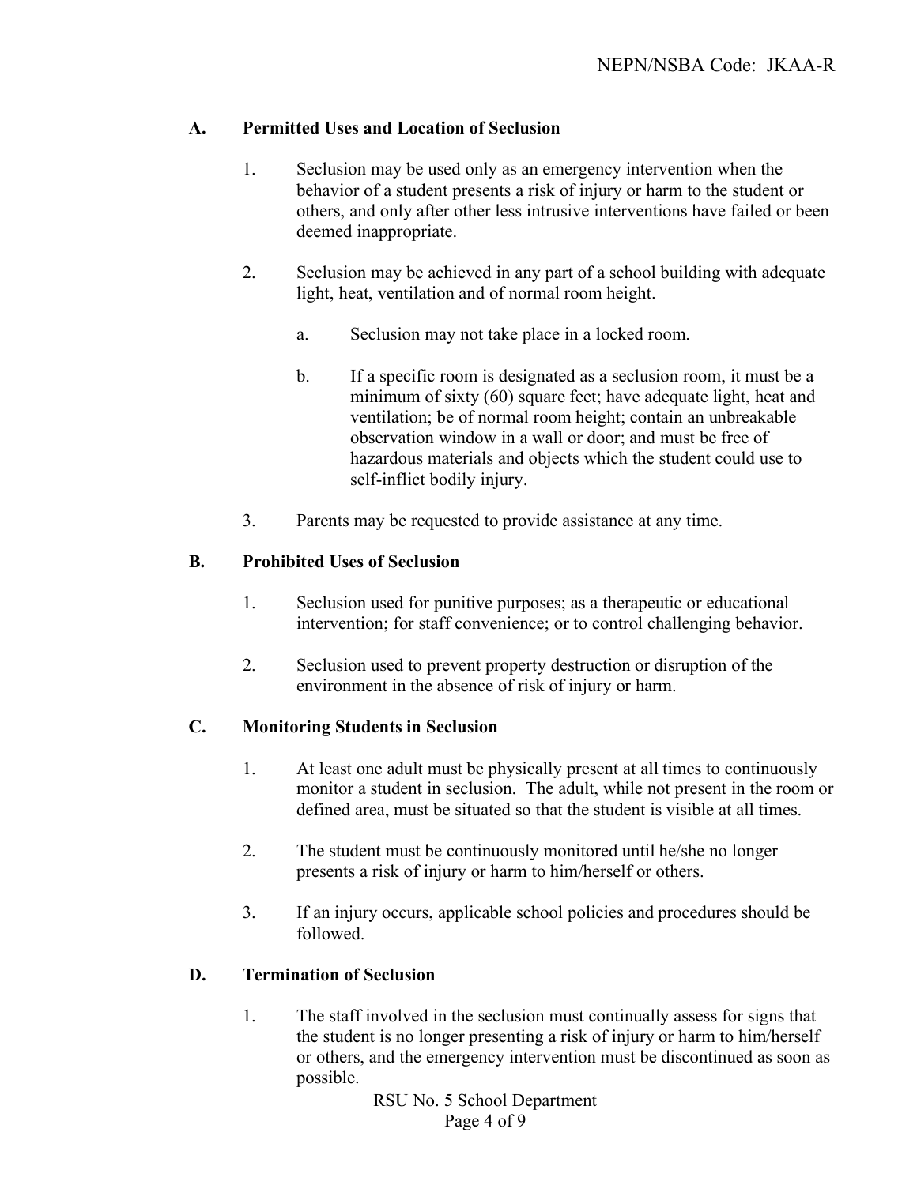### A. Permitted Uses and Location of Seclusion

1. Seclusion may be used only as an emergency intervention when the behavior of a student presents a risk of injury or harm to the student or others, and only after other less intrusive interventions have failed or been deemed inappropriate.

2. Seclusion may be achieved in any part of a school building with adequate light, heat, ventilation and of normal room height.

   a. Seclusion may not take place in a locked room.

   b. If a specific room is designated as a seclusion room, it must be a minimum of sixty (60) square feet; have adequate light, heat and ventilation; be of normal room height; contain an unbreakable observation window in a wall or door; and must be free of hazardous materials and objects which the student could use to self-inflict bodily injury.

3. Parents may be requested to provide assistance at any time.

### B. Prohibited Uses of Seclusion

1. Seclusion used for punitive purposes; as a therapeutic or educational intervention; for staff convenience; or to control challenging behavior.

2. Seclusion used to prevent property destruction or disruption of the environment in the absence of risk of injury or harm.

### C. Monitoring Students in Seclusion

1. At least one adult must be physically present at all times to continuously monitor a student in seclusion. The adult, while not present in the room or defined area, must be situated so that the student is visible at all times.

2. The student must be continuously monitored until he/she no longer presents a risk of injury or harm to him/herself or others.

3. If an injury occurs, applicable school policies and procedures should be followed.

### D. Termination of Seclusion

1. The staff involved in the seclusion must continually assess for signs that the student is no longer presenting a risk of injury or harm to him/herself or others, and the emergency intervention must be discontinued as soon as possible.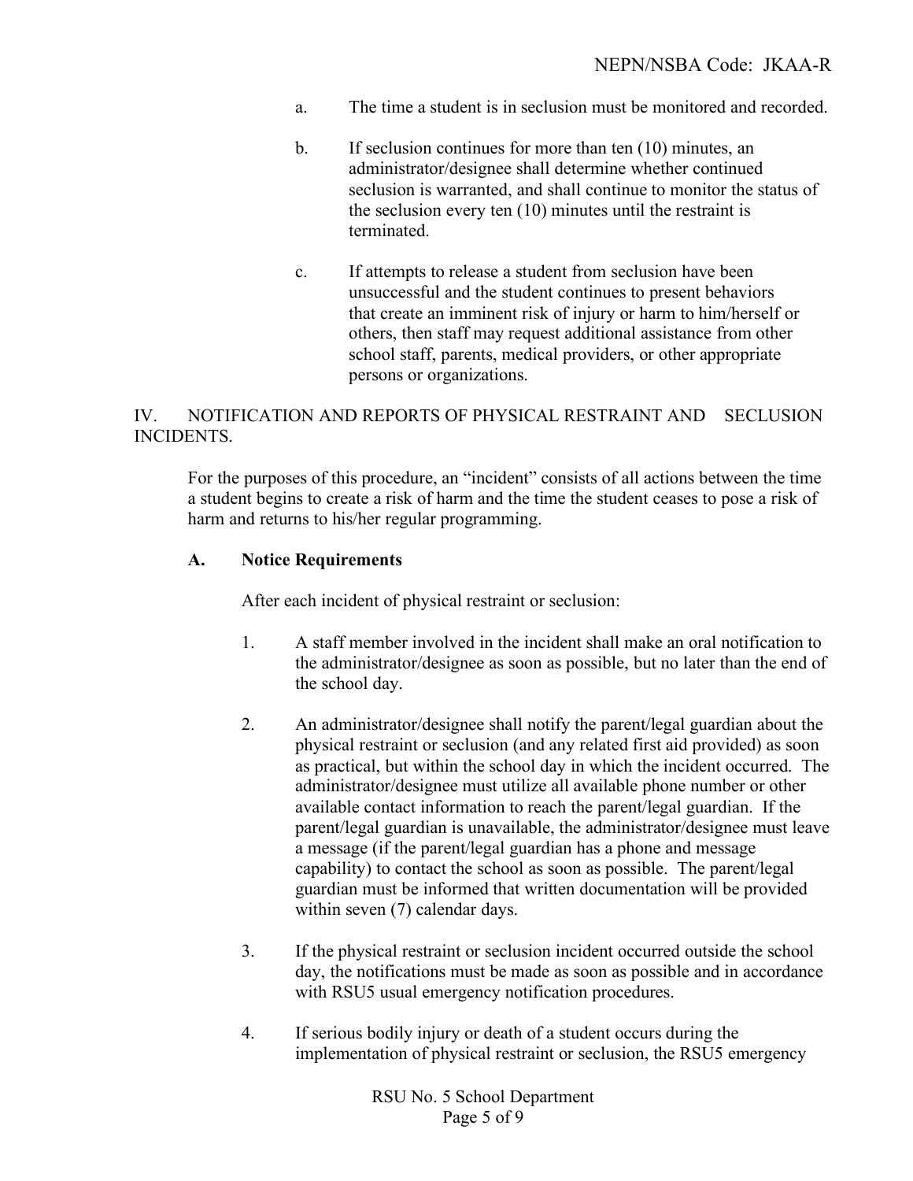a. The time a student is in seclusion must be monitored and recorded.

b. If seclusion continues for more than ten (10) minutes, an administrator/designee shall determine whether continued seclusion is warranted, and shall continue to monitor the status of the seclusion every ten (10) minutes until the restraint is terminated.

c. If attempts to release a student from seclusion have been unsuccessful and the student continues to present behaviors that create an imminent risk of injury or harm to him/herself or others, then staff may request additional assistance from other school staff, parents, medical providers, or other appropriate persons or organizations.

## IV. NOTIFICATION AND REPORTS OF PHYSICAL RESTRAINT AND SECLUSION INCIDENTS.

For the purposes of this procedure, an "incident" consists of all actions between the time a student begins to create a risk of harm and the time the student ceases to pose a risk of harm and returns to his/her regular programming.

### A. Notice Requirements

After each incident of physical restraint or seclusion:

1. A staff member involved in the incident shall make an oral notification to the administrator/designee as soon as possible, but no later than the end of the school day.

2. An administrator/designee shall notify the parent/legal guardian about the physical restraint or seclusion (and any related first aid provided) as soon as practical, but within the school day in which the incident occurred. The administrator/designee must utilize all available phone number or other available contact information to reach the parent/legal guardian. If the parent/legal guardian is unavailable, the administrator/designee must leave a message (if the parent/legal guardian has a phone and message capability) to contact the school as soon as possible. The parent/legal guardian must be informed that written documentation will be provided within seven (7) calendar days.

3. If the physical restraint or seclusion incident occurred outside the school day, the notifications must be made as soon as possible and in accordance with RSU5 usual emergency notification procedures.

4. If serious bodily injury or death of a student occurs during the implementation of physical restraint or seclusion, the RSU5 emergency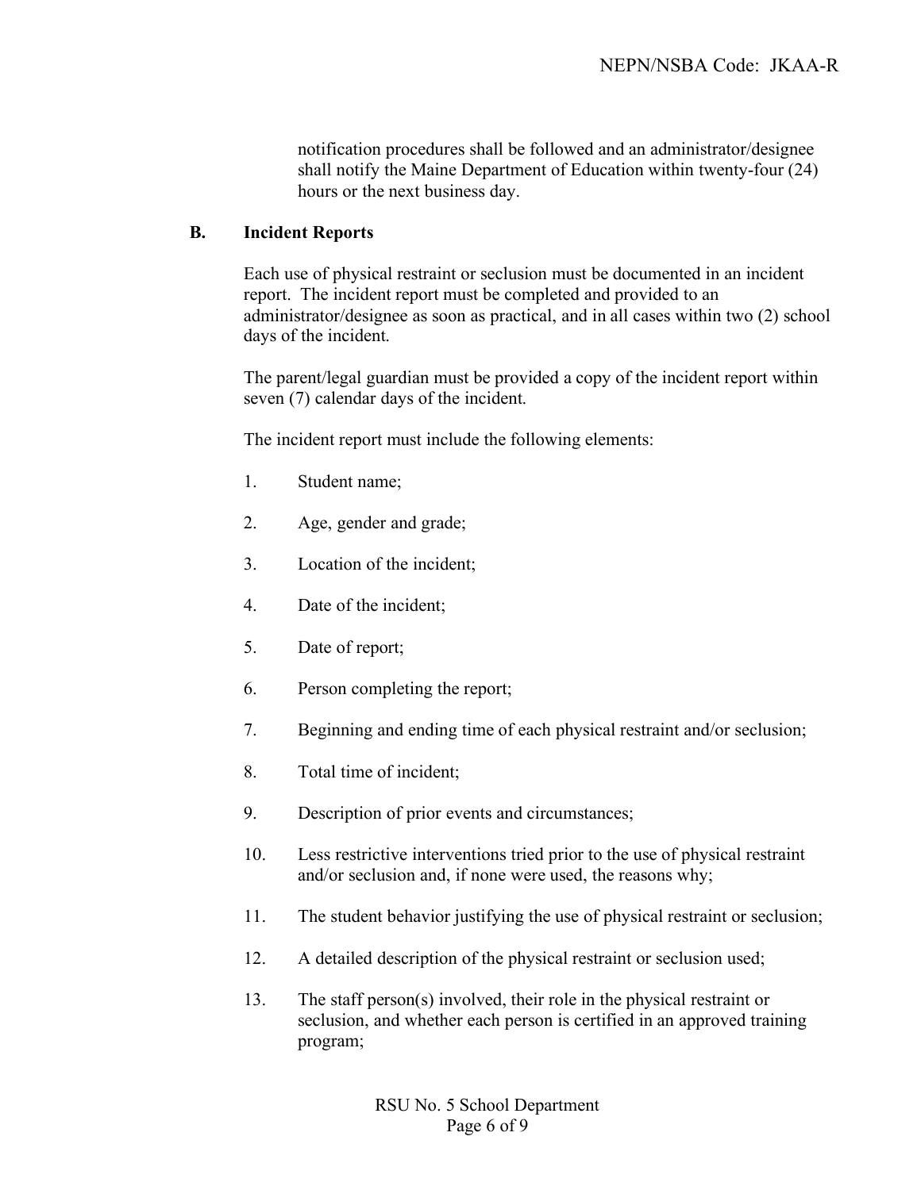notification procedures shall be followed and an administrator/designee shall notify the Maine Department of Education within twenty-four (24) hours or the next business day.

## B. Incident Reports

Each use of physical restraint or seclusion must be documented in an incident report. The incident report must be completed and provided to an administrator/designee as soon as practical, and in all cases within two (2) school days of the incident.

The parent/legal guardian must be provided a copy of the incident report within seven (7) calendar days of the incident.

The incident report must include the following elements:

1. Student name;
2. Age, gender and grade;
3. Location of the incident;
4. Date of the incident;
5. Date of report;
6. Person completing the report;
7. Beginning and ending time of each physical restraint and/or seclusion;
8. Total time of incident;
9. Description of prior events and circumstances;
10. Less restrictive interventions tried prior to the use of physical restraint and/or seclusion and, if none were used, the reasons why;
11. The student behavior justifying the use of physical restraint or seclusion;
12. A detailed description of the physical restraint or seclusion used;
13. The staff person(s) involved, their role in the physical restraint or seclusion, and whether each person is certified in an approved training program;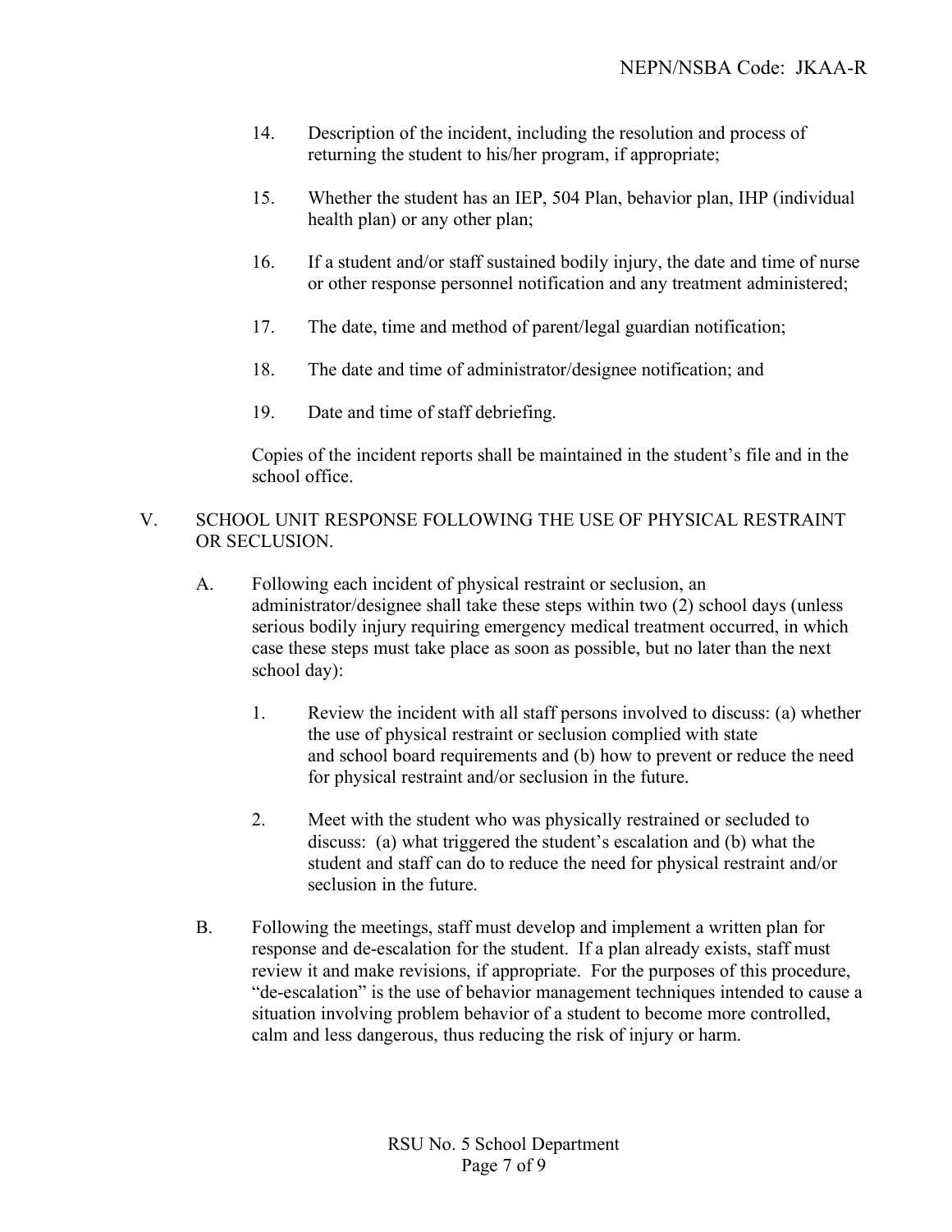14. Description of the incident, including the resolution and process of returning the student to his/her program, if appropriate;

15. Whether the student has an IEP, 504 Plan, behavior plan, IHP (individual health plan) or any other plan;

16. If a student and/or staff sustained bodily injury, the date and time of nurse or other response personnel notification and any treatment administered;

17. The date, time and method of parent/legal guardian notification;

18. The date and time of administrator/designee notification; and

19. Date and time of staff debriefing.

Copies of the incident reports shall be maintained in the student's file and in the school office.

## V. SCHOOL UNIT RESPONSE FOLLOWING THE USE OF PHYSICAL RESTRAINT OR SECLUSION.

A. Following each incident of physical restraint or seclusion, an administrator/designee shall take these steps within two (2) school days (unless serious bodily injury requiring emergency medical treatment occurred, in which case these steps must take place as soon as possible, but no later than the next school day):

1. Review the incident with all staff persons involved to discuss: (a) whether the use of physical restraint or seclusion complied with state and school board requirements and (b) how to prevent or reduce the need for physical restraint and/or seclusion in the future.

2. Meet with the student who was physically restrained or secluded to discuss: (a) what triggered the student's escalation and (b) what the student and staff can do to reduce the need for physical restraint and/or seclusion in the future.

B. Following the meetings, staff must develop and implement a written plan for response and de-escalation for the student. If a plan already exists, staff must review it and make revisions, if appropriate. For the purposes of this procedure, "de-escalation" is the use of behavior management techniques intended to cause a situation involving problem behavior of a student to become more controlled, calm and less dangerous, thus reducing the risk of injury or harm.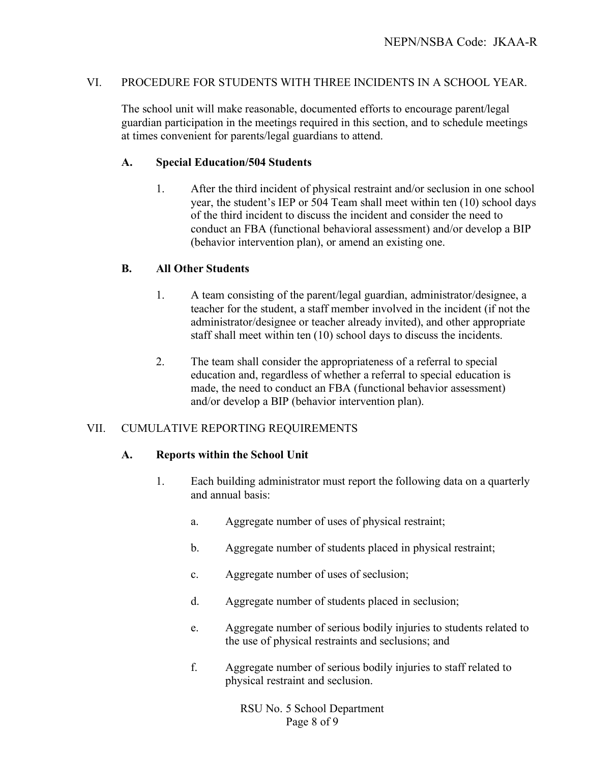## VI. PROCEDURE FOR STUDENTS WITH THREE INCIDENTS IN A SCHOOL YEAR.

The school unit will make reasonable, documented efforts to encourage parent/legal guardian participation in the meetings required in this section, and to schedule meetings at times convenient for parents/legal guardians to attend.

### A. Special Education/504 Students

1. After the third incident of physical restraint and/or seclusion in one school year, the student's IEP or 504 Team shall meet within ten (10) school days of the third incident to discuss the incident and consider the need to conduct an FBA (functional behavioral assessment) and/or develop a BIP (behavior intervention plan), or amend an existing one.

### B. All Other Students

1. A team consisting of the parent/legal guardian, administrator/designee, a teacher for the student, a staff member involved in the incident (if not the administrator/designee or teacher already invited), and other appropriate staff shall meet within ten (10) school days to discuss the incidents.

2. The team shall consider the appropriateness of a referral to special education and, regardless of whether a referral to special education is made, the need to conduct an FBA (functional behavior assessment) and/or develop a BIP (behavior intervention plan).

## VII. CUMULATIVE REPORTING REQUIREMENTS

### A. Reports within the School Unit

1. Each building administrator must report the following data on a quarterly and annual basis:

   a. Aggregate number of uses of physical restraint;

   b. Aggregate number of students placed in physical restraint;

   c. Aggregate number of uses of seclusion;

   d. Aggregate number of students placed in seclusion;

   e. Aggregate number of serious bodily injuries to students related to the use of physical restraints and seclusions; and

   f. Aggregate number of serious bodily injuries to staff related to physical restraint and seclusion.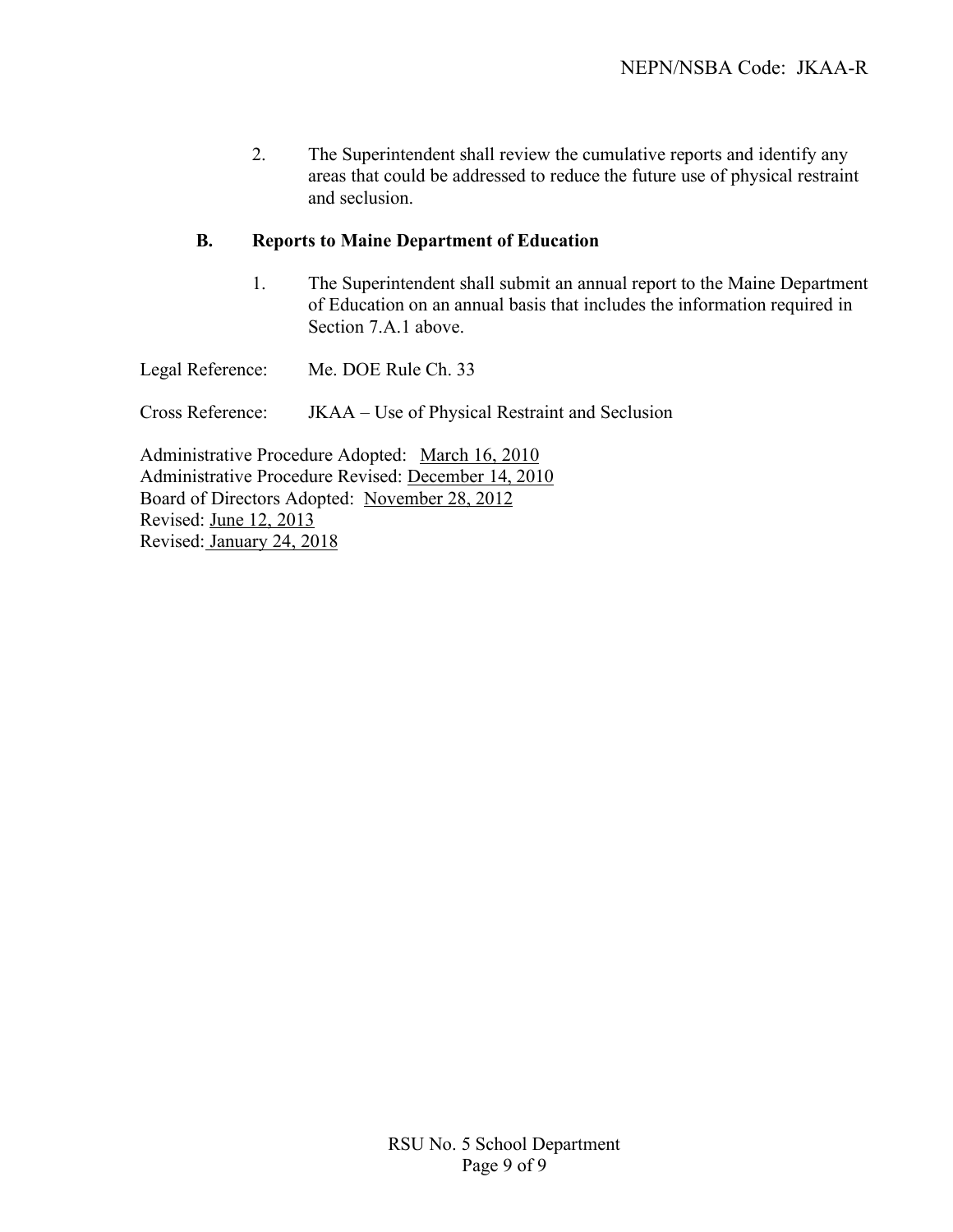2. The Superintendent shall review the cumulative reports and identify any areas that could be addressed to reduce the future use of physical restraint and seclusion.

**B. Reports to Maine Department of Education**

1. The Superintendent shall submit an annual report to the Maine Department of Education on an annual basis that includes the information required in Section 7.A.1 above.

Legal Reference: Me. DOE Rule Ch. 33

Cross Reference: JKAA – Use of Physical Restraint and Seclusion

Administrative Procedure Adopted: March 16, 2010
Administrative Procedure Revised: December 14, 2010
Board of Directors Adopted: November 28, 2012
Revised: June 12, 2013
Revised: January 24, 2018